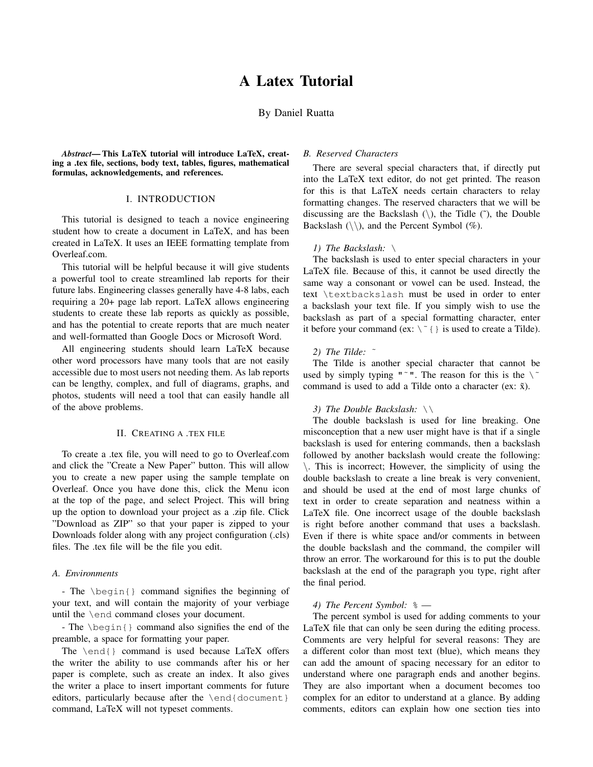# A Latex Tutorial

By Daniel Ruatta

***Abstract*— This LaTeX tutorial will introduce LaTeX, creating a .tex file, sections, body text, tables, figures, mathematical formulas, acknowledgements, and references.**

## I. INTRODUCTION

This tutorial is designed to teach a novice engineering student how to create a document in LaTeX, and has been created in LaTeX. It uses an IEEE formatting template from Overleaf.com.

This tutorial will be helpful because it will give students a powerful tool to create streamlined lab reports for their future labs. Engineering classes generally have 4-8 labs, each requiring a 20+ page lab report. LaTeX allows engineering students to create these lab reports as quickly as possible, and has the potential to create reports that are much neater and well-formatted than Google Docs or Microsoft Word.

All engineering students should learn LaTeX because other word processors have many tools that are not easily accessible due to most users not needing them. As lab reports can be lengthy, complex, and full of diagrams, graphs, and photos, students will need a tool that can easily handle all of the above problems.

## II. CREATING A .TEX FILE

To create a .tex file, you will need to go to Overleaf.com and click the "Create a New Paper" button. This will allow you to create a new paper using the sample template on Overleaf. Once you have done this, click the Menu icon at the top of the page, and select Project. This will bring up the option to download your project as a .zip file. Click "Download as ZIP" so that your paper is zipped to your Downloads folder along with any project configuration (.cls) files. The .tex file will be the file you edit.

### *A. Environments*

- The `\begin{}` command signifies the beginning of your text, and will contain the majority of your verbiage until the `\end` command closes your document.

- The `\begin{}` command also signifies the end of the preamble, a space for formatting your paper.

The `\end{}` command is used because LaTeX offers the writer the ability to use commands after his or her paper is complete, such as create an index. It also gives the writer a place to insert important comments for future editors, particularly because after the `\end{document}` command, LaTeX will not typeset comments.

### *B. Reserved Characters*

There are several special characters that, if directly put into the LaTeX text editor, do not get printed. The reason for this is that LaTeX needs certain characters to relay formatting changes. The reserved characters that we will be discussing are the Backslash (\), the Tidle (˜), the Double Backslash (\\), and the Percent Symbol (%).

#### *1) The Backslash: \*

The backslash is used to enter special characters in your LaTeX file. Because of this, it cannot be used directly the same way a consonant or vowel can be used. Instead, the text `\textbackslash` must be used in order to enter a backslash your text file. If you simply wish to use the backslash as part of a special formatting character, enter it before your command (ex: `\~{}` is used to create a Tilde).

#### *2) The Tilde: ˜*

The Tilde is another special character that cannot be used by simply typing `"~"`. The reason for this is the `\~` command is used to add a Tilde onto a character (ex: x̃).

#### *3) The Double Backslash: \\*

The double backslash is used for line breaking. One misconception that a new user might have is that if a single backslash is used for entering commands, then a backslash followed by another backslash would create the following: \. This is incorrect; However, the simplicity of using the double backslash to create a line break is very convenient, and should be used at the end of most large chunks of text in order to create separation and neatness within a LaTeX file. One incorrect usage of the double backslash is right before another command that uses a backslash. Even if there is white space and/or comments in between the double backslash and the command, the compiler will throw an error. The workaround for this is to put the double backslash at the end of the paragraph you type, right after the final period.

#### *4) The Percent Symbol: `%` —*

The percent symbol is used for adding comments to your LaTeX file that can only be seen during the editing process. Comments are very helpful for several reasons: They are a different color than most text (blue), which means they can add the amount of spacing necessary for an editor to understand where one paragraph ends and another begins. They are also important when a document becomes too complex for an editor to understand at a glance. By adding comments, editors can explain how one section ties into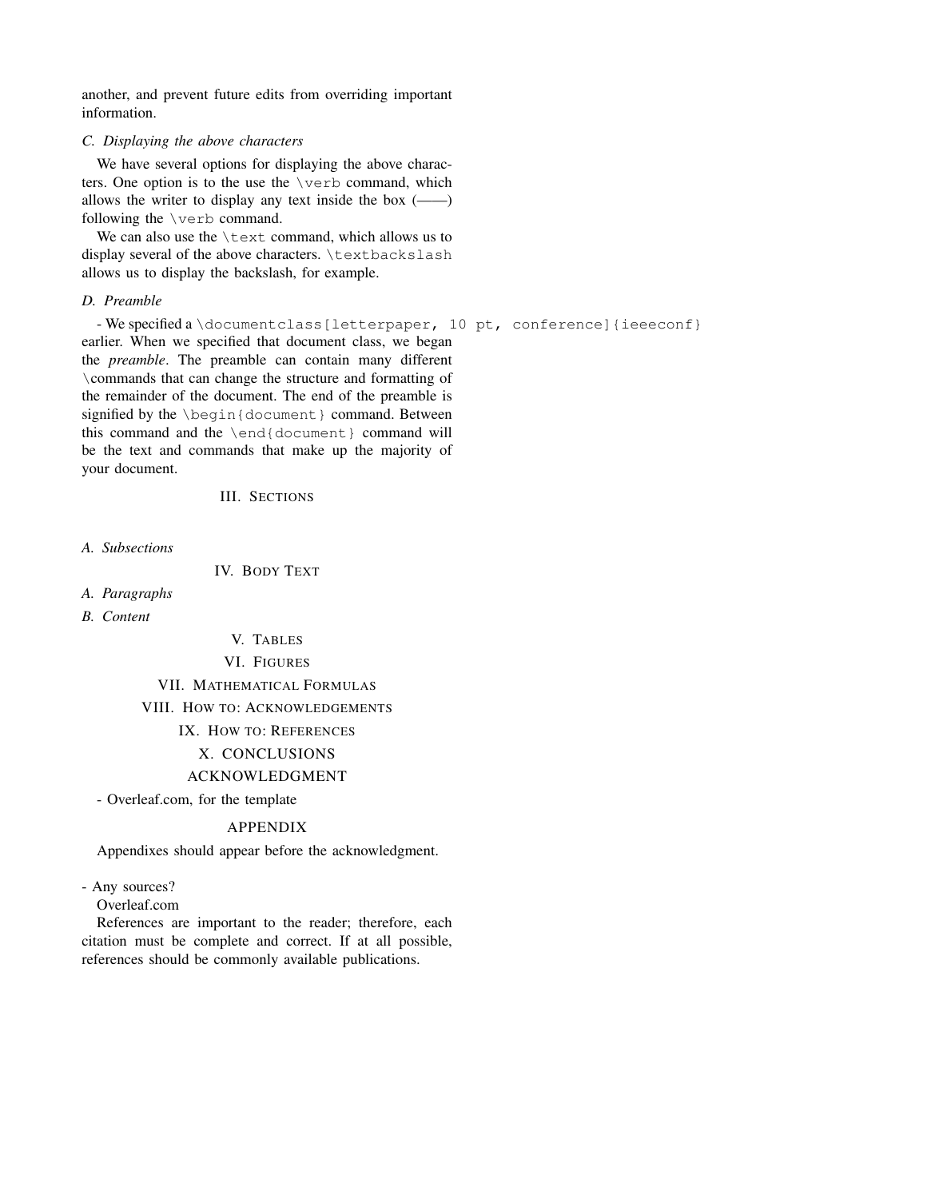another, and prevent future edits from overriding important information.

### C. Displaying the above characters

We have several options for displaying the above characters. One option is to the use the `\verb` command, which allows the writer to display any text inside the box (——) following the `\verb` command.

We can also use the `\text` command, which allows us to display several of the above characters. `\textbackslash` allows us to display the backslash, for example.

### D. Preamble

- We specified a `\documentclass[letterpaper, 10 pt, conference]{ieeeconf}` earlier. When we specified that document class, we began the *preamble*. The preamble can contain many different \commands that can change the structure and formatting of the remainder of the document. The end of the preamble is signified by the `\begin{document}` command. Between this command and the `\end{document}` command will be the text and commands that make up the majority of your document.

## III. Sections

### A. Subsections

## IV. Body Text

### A. Paragraphs

### B. Content

## V. Tables

## VI. Figures

## VII. Mathematical Formulas

## VIII. How to: Acknowledgements

## IX. How to: References

## X. CONCLUSIONS

## ACKNOWLEDGMENT

- Overleaf.com, for the template

## APPENDIX

Appendixes should appear before the acknowledgment.

- Any sources?

Overleaf.com

References are important to the reader; therefore, each citation must be complete and correct. If at all possible, references should be commonly available publications.